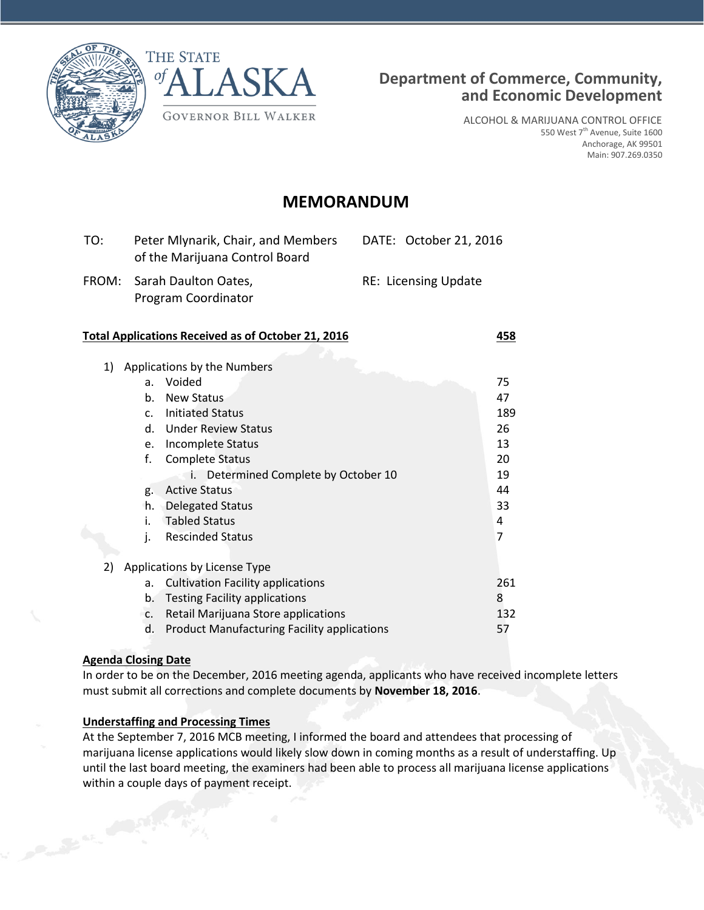THE STATE of ALASKA

GOVERNOR BILL WALKER

**Department of Commerce, Community, and Economic Development**

ALCOHOL & MARIJUANA CONTROL OFFICE
550 West 7th Avenue, Suite 1600
Anchorage, AK 99501
Main: 907.269.0350

# MEMORANDUM

| | | | |
|---|---|---|---|
| TO: | Peter Mlynarik, Chair, and Members of the Marijuana Control Board | DATE: | October 21, 2016 |
| FROM: | Sarah Daulton Oates, Program Coordinator | RE: | Licensing Update |

**Total Applications Received as of October 21, 2016** — **458**

1) Applications by the Numbers

| | |
|---|---|
| a. Voided | 75 |
| b. New Status | 47 |
| c. Initiated Status | 189 |
| d. Under Review Status | 26 |
| e. Incomplete Status | 13 |
| f. Complete Status | 20 |
|     i. Determined Complete by October 10 | 19 |
| g. Active Status | 44 |
| h. Delegated Status | 33 |
| i. Tabled Status | 4 |
| j. Rescinded Status | 7 |

2) Applications by License Type

| | |
|---|---|
| a. Cultivation Facility applications | 261 |
| b. Testing Facility applications | 8 |
| c. Retail Marijuana Store applications | 132 |
| d. Product Manufacturing Facility applications | 57 |

**Agenda Closing Date**

In order to be on the December, 2016 meeting agenda, applicants who have received incomplete letters must submit all corrections and complete documents by **November 18, 2016**.

**Understaffing and Processing Times**

At the September 7, 2016 MCB meeting, I informed the board and attendees that processing of marijuana license applications would likely slow down in coming months as a result of understaffing. Up until the last board meeting, the examiners had been able to process all marijuana license applications within a couple days of payment receipt.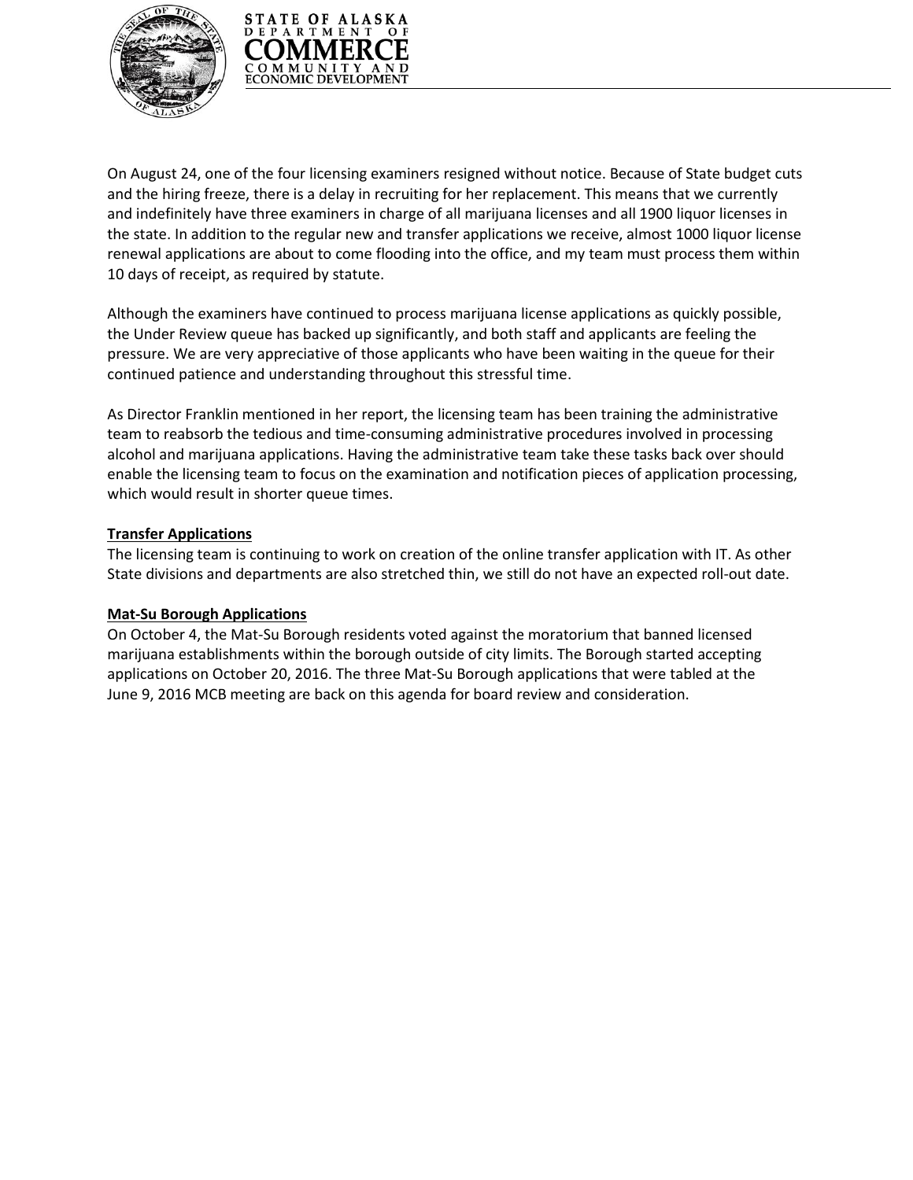STATE OF ALASKA
DEPARTMENT OF
COMMERCE
COMMUNITY AND
ECONOMIC DEVELOPMENT

On August 24, one of the four licensing examiners resigned without notice. Because of State budget cuts and the hiring freeze, there is a delay in recruiting for her replacement. This means that we currently and indefinitely have three examiners in charge of all marijuana licenses and all 1900 liquor licenses in the state. In addition to the regular new and transfer applications we receive, almost 1000 liquor license renewal applications are about to come flooding into the office, and my team must process them within 10 days of receipt, as required by statute.

Although the examiners have continued to process marijuana license applications as quickly possible, the Under Review queue has backed up significantly, and both staff and applicants are feeling the pressure. We are very appreciative of those applicants who have been waiting in the queue for their continued patience and understanding throughout this stressful time.

As Director Franklin mentioned in her report, the licensing team has been training the administrative team to reabsorb the tedious and time-consuming administrative procedures involved in processing alcohol and marijuana applications. Having the administrative team take these tasks back over should enable the licensing team to focus on the examination and notification pieces of application processing, which would result in shorter queue times.

**Transfer Applications**

The licensing team is continuing to work on creation of the online transfer application with IT. As other State divisions and departments are also stretched thin, we still do not have an expected roll-out date.

**Mat-Su Borough Applications**

On October 4, the Mat-Su Borough residents voted against the moratorium that banned licensed marijuana establishments within the borough outside of city limits. The Borough started accepting applications on October 20, 2016. The three Mat-Su Borough applications that were tabled at the June 9, 2016 MCB meeting are back on this agenda for board review and consideration.